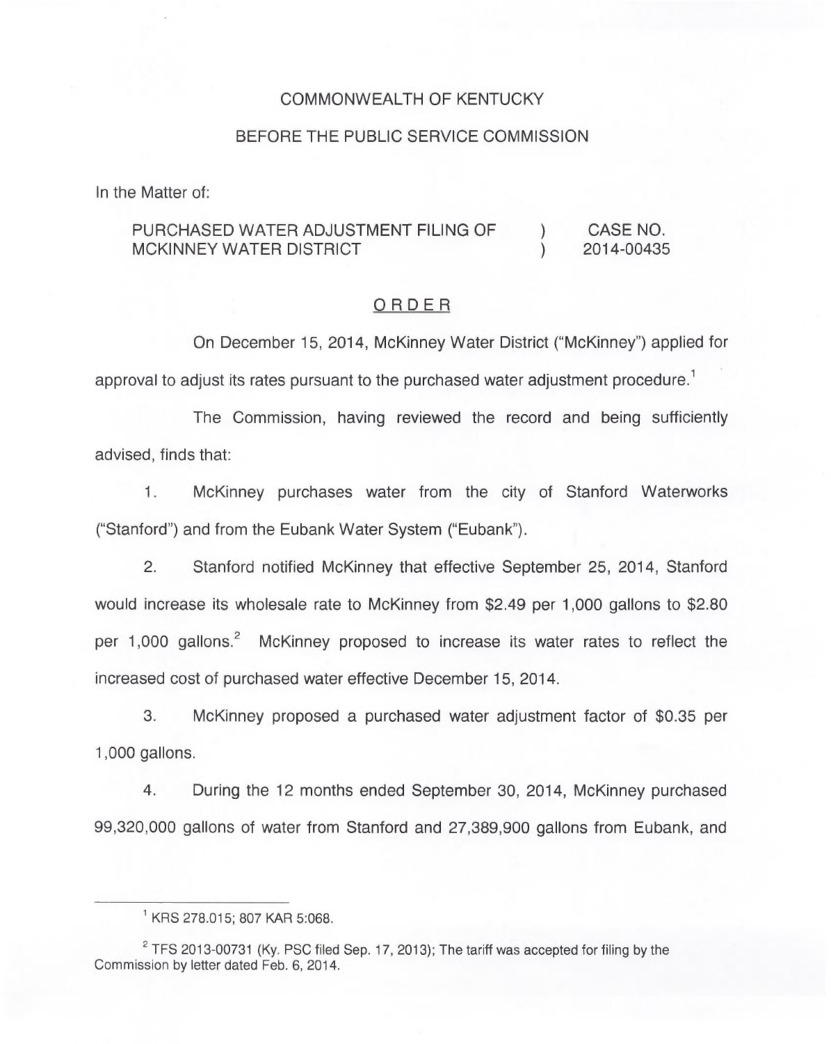COMMONWEALTH OF KENTUCKY

BEFORE THE PUBLIC SERVICE COMMISSION

In the Matter of:

| | | |
|---|---|---|
| PURCHASED WATER ADJUSTMENT FILING OF MCKINNEY WATER DISTRICT | ) ) | CASE NO. 2014-00435 |

## ORDER

On December 15, 2014, McKinney Water District ("McKinney") applied for approval to adjust its rates pursuant to the purchased water adjustment procedure.[1]

The Commission, having reviewed the record and being sufficiently advised, finds that:

1. McKinney purchases water from the city of Stanford Waterworks ("Stanford") and from the Eubank Water System ("Eubank").

2. Stanford notified McKinney that effective September 25, 2014, Stanford would increase its wholesale rate to McKinney from $2.49 per 1,000 gallons to $2.80 per 1,000 gallons.[2] McKinney proposed to increase its water rates to reflect the increased cost of purchased water effective December 15, 2014.

3. McKinney proposed a purchased water adjustment factor of $0.35 per 1,000 gallons.

4. During the 12 months ended September 30, 2014, McKinney purchased 99,320,000 gallons of water from Stanford and 27,389,900 gallons from Eubank, and

---

[1] KRS 278.015; 807 KAR 5:068.

[2] TFS 2013-00731 (Ky. PSC filed Sep. 17, 2013); The tariff was accepted for filing by the Commission by letter dated Feb. 6, 2014.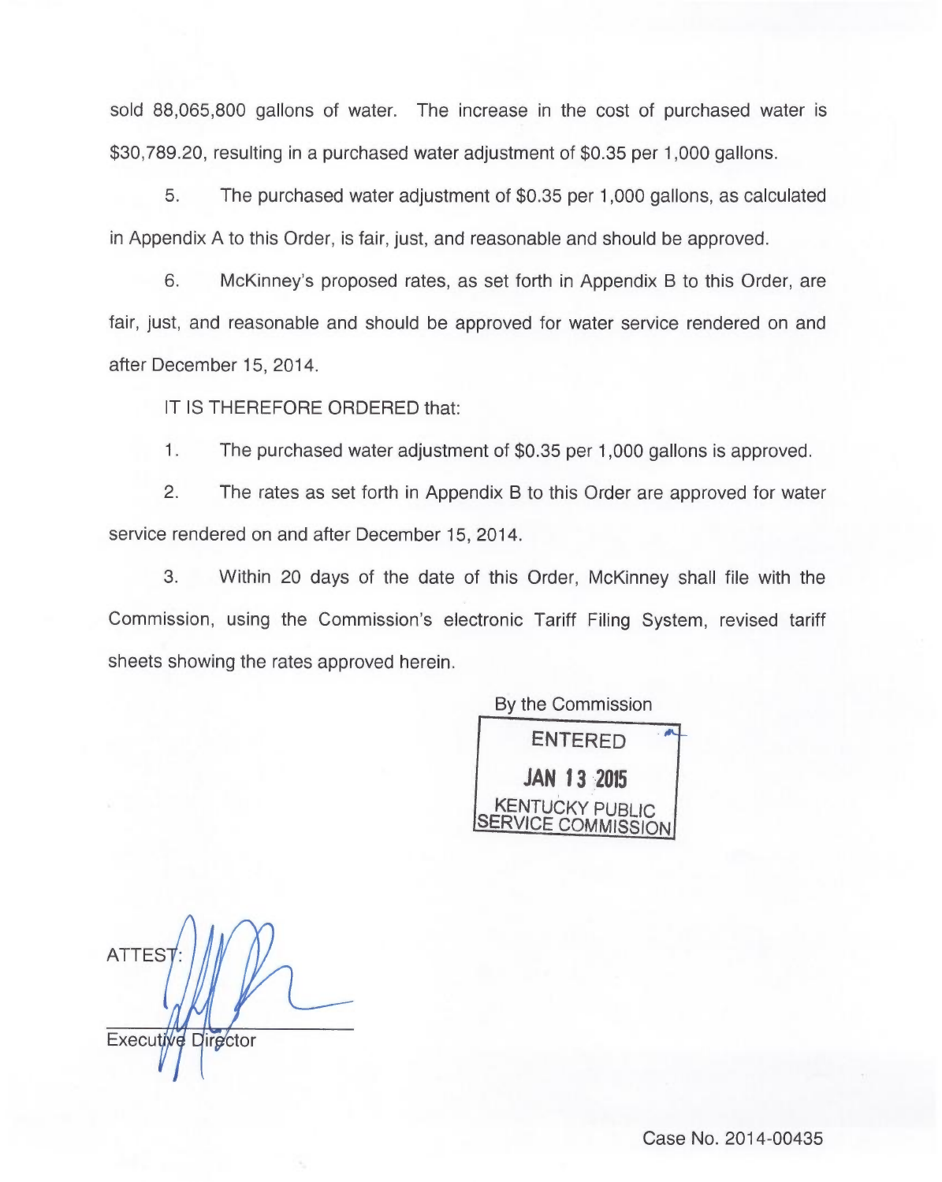sold 88,065,800 gallons of water. The increase in the cost of purchased water is $30,789.20, resulting in a purchased water adjustment of $0.35 per 1,000 gallons.

5. The purchased water adjustment of $0.35 per 1,000 gallons, as calculated in Appendix A to this Order, is fair, just, and reasonable and should be approved.

6. McKinney's proposed rates, as set forth in Appendix B to this Order, are fair, just, and reasonable and should be approved for water service rendered on and after December 15, 2014.

IT IS THEREFORE ORDERED that:

1. The purchased water adjustment of $0.35 per 1,000 gallons is approved.

2. The rates as set forth in Appendix B to this Order are approved for water service rendered on and after December 15, 2014.

3. Within 20 days of the date of this Order, McKinney shall file with the Commission, using the Commission's electronic Tariff Filing System, revised tariff sheets showing the rates approved herein.

By the Commission

ENTERED
JAN 13 2015
KENTUCKY PUBLIC SERVICE COMMISSION

ATTEST:

Executive Director

Case No. 2014-00435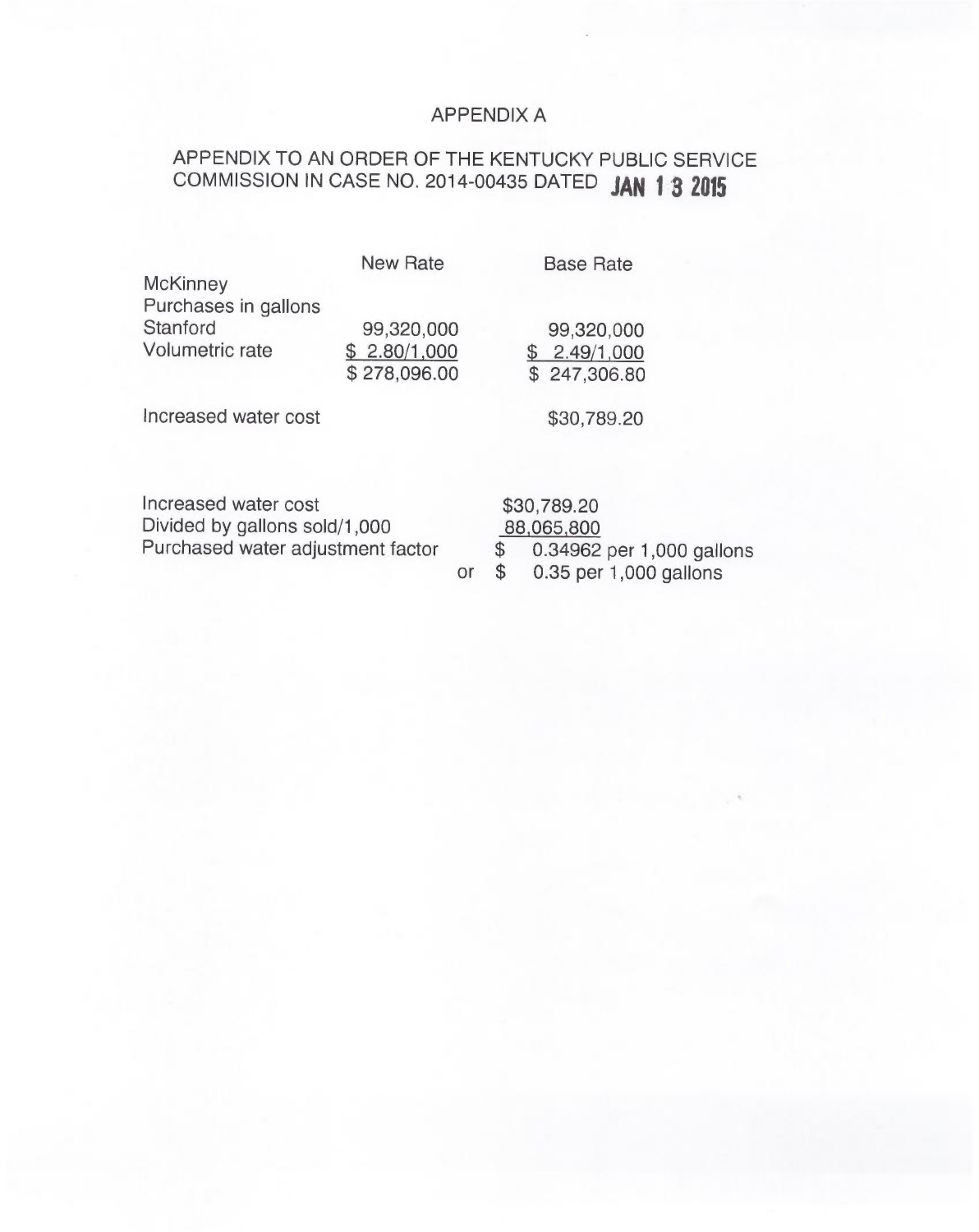# APPENDIX A

## APPENDIX TO AN ORDER OF THE KENTUCKY PUBLIC SERVICE COMMISSION IN CASE NO. 2014-00435 DATED JAN 13 2015

| | New Rate | Base Rate |
|---|---|---|
| McKinney | | |
| Purchases in gallons | | |
| Stanford | 99,320,000 | 99,320,000 |
| Volumetric rate | $ 2.80/1,000 | $ 2.49/1,000 |
| | $ 278,096.00 | $ 247,306.80 |
| Increased water cost | | $30,789.20 |

| | | |
|---|---|---|
| Increased water cost | | $30,789.20 |
| Divided by gallons sold/1,000 | | 88,065,800 |
| Purchased water adjustment factor | | $ 0.34962 per 1,000 gallons |
| | or | $ 0.35 per 1,000 gallons |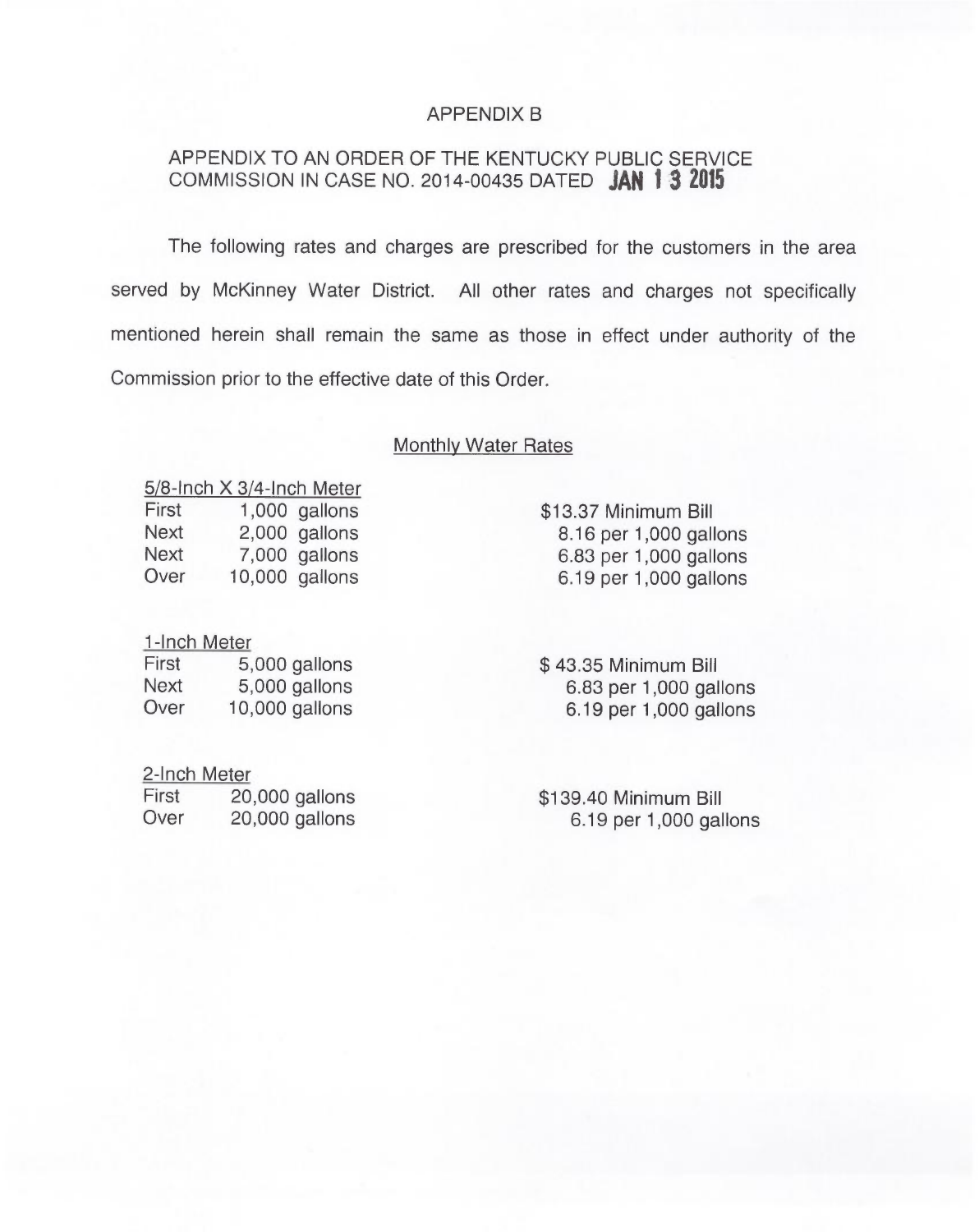APPENDIX B

APPENDIX TO AN ORDER OF THE KENTUCKY PUBLIC SERVICE COMMISSION IN CASE NO. 2014-00435 DATED **JAN 13 2015**

The following rates and charges are prescribed for the customers in the area served by McKinney Water District. All other rates and charges not specifically mentioned herein shall remain the same as those in effect under authority of the Commission prior to the effective date of this Order.

Monthly Water Rates

5/8-Inch X 3/4-Inch Meter

| | | |
|---|---|---|
| First | 1,000 gallons | $13.37 Minimum Bill |
| Next | 2,000 gallons | 8.16 per 1,000 gallons |
| Next | 7,000 gallons | 6.83 per 1,000 gallons |
| Over | 10,000 gallons | 6.19 per 1,000 gallons |

1-Inch Meter

| | | |
|---|---|---|
| First | 5,000 gallons | $ 43.35 Minimum Bill |
| Next | 5,000 gallons | 6.83 per 1,000 gallons |
| Over | 10,000 gallons | 6.19 per 1,000 gallons |

2-Inch Meter

| | | |
|---|---|---|
| First | 20,000 gallons | $139.40 Minimum Bill |
| Over | 20,000 gallons | 6.19 per 1,000 gallons |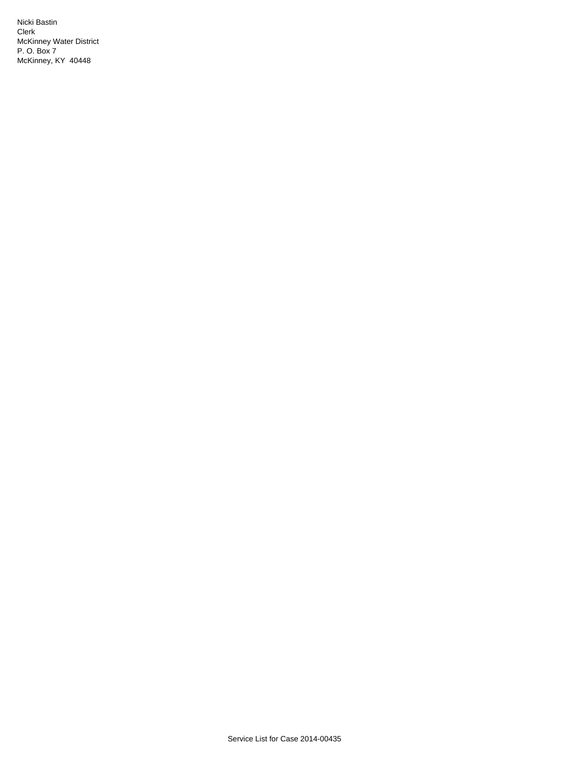Nicki Bastin
Clerk
McKinney Water District
P. O. Box 7
McKinney, KY  40448